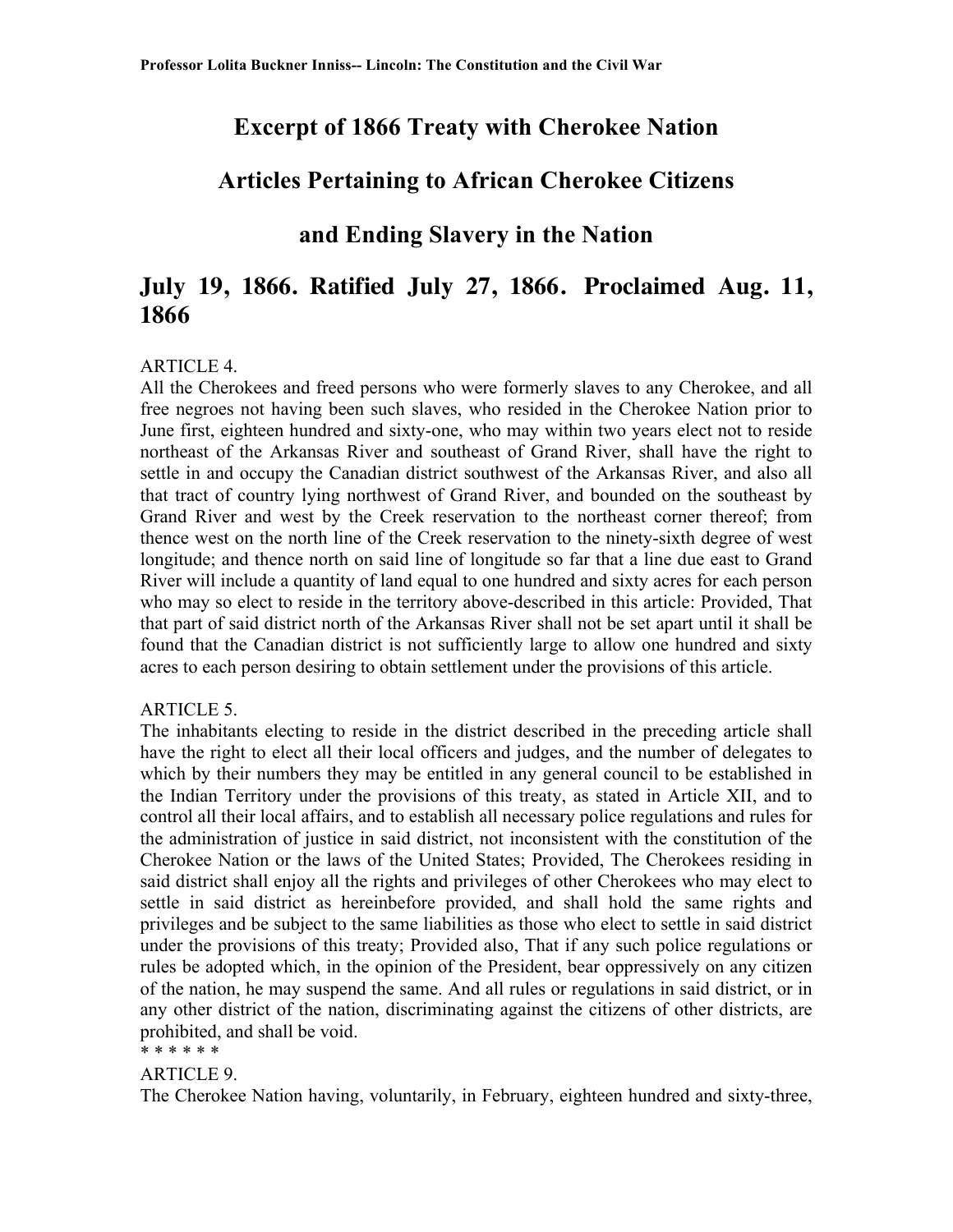# Excerpt of 1866 Treaty with Cherokee Nation

# Articles Pertaining to African Cherokee Citizens

# and Ending Slavery in the Nation

## July 19, 1866. Ratified July 27, 1866. Proclaimed Aug. 11, 1866

ARTICLE 4.
All the Cherokees and freed persons who were formerly slaves to any Cherokee, and all free negroes not having been such slaves, who resided in the Cherokee Nation prior to June first, eighteen hundred and sixty-one, who may within two years elect not to reside northeast of the Arkansas River and southeast of Grand River, shall have the right to settle in and occupy the Canadian district southwest of the Arkansas River, and also all that tract of country lying northwest of Grand River, and bounded on the southeast by Grand River and west by the Creek reservation to the northeast corner thereof; from thence west on the north line of the Creek reservation to the ninety-sixth degree of west longitude; and thence north on said line of longitude so far that a line due east to Grand River will include a quantity of land equal to one hundred and sixty acres for each person who may so elect to reside in the territory above-described in this article: Provided, That that part of said district north of the Arkansas River shall not be set apart until it shall be found that the Canadian district is not sufficiently large to allow one hundred and sixty acres to each person desiring to obtain settlement under the provisions of this article.

ARTICLE 5.
The inhabitants electing to reside in the district described in the preceding article shall have the right to elect all their local officers and judges, and the number of delegates to which by their numbers they may be entitled in any general council to be established in the Indian Territory under the provisions of this treaty, as stated in Article XII, and to control all their local affairs, and to establish all necessary police regulations and rules for the administration of justice in said district, not inconsistent with the constitution of the Cherokee Nation or the laws of the United States; Provided, The Cherokees residing in said district shall enjoy all the rights and privileges of other Cherokees who may elect to settle in said district as hereinbefore provided, and shall hold the same rights and privileges and be subject to the same liabilities as those who elect to settle in said district under the provisions of this treaty; Provided also, That if any such police regulations or rules be adopted which, in the opinion of the President, bear oppressively on any citizen of the nation, he may suspend the same. And all rules or regulations in said district, or in any other district of the nation, discriminating against the citizens of other districts, are prohibited, and shall be void.

* * * * * *

ARTICLE 9.
The Cherokee Nation having, voluntarily, in February, eighteen hundred and sixty-three,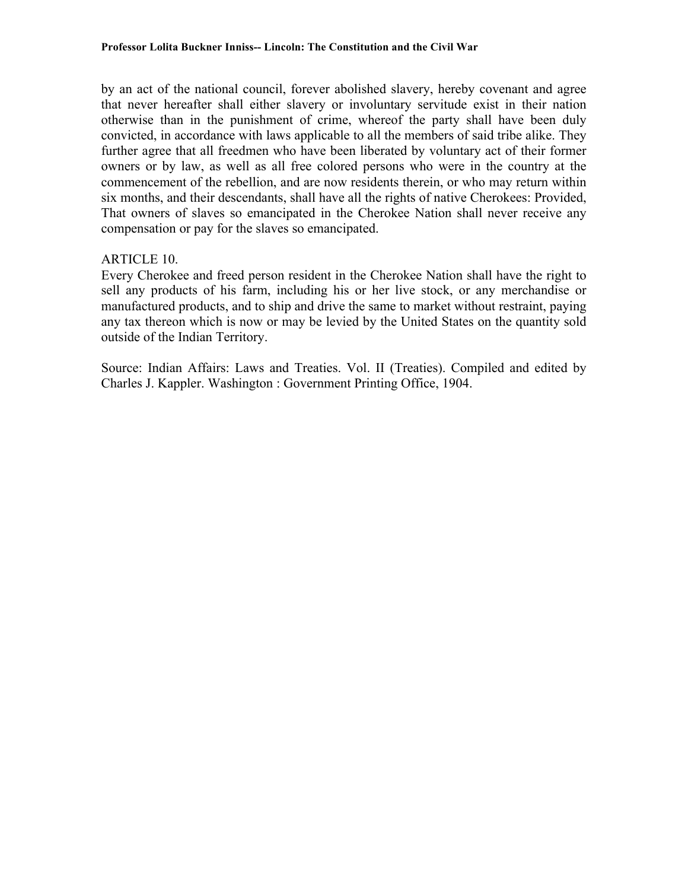by an act of the national council, forever abolished slavery, hereby covenant and agree that never hereafter shall either slavery or involuntary servitude exist in their nation otherwise than in the punishment of crime, whereof the party shall have been duly convicted, in accordance with laws applicable to all the members of said tribe alike. They further agree that all freedmen who have been liberated by voluntary act of their former owners or by law, as well as all free colored persons who were in the country at the commencement of the rebellion, and are now residents therein, or who may return within six months, and their descendants, shall have all the rights of native Cherokees: Provided, That owners of slaves so emancipated in the Cherokee Nation shall never receive any compensation or pay for the slaves so emancipated.

ARTICLE 10.

Every Cherokee and freed person resident in the Cherokee Nation shall have the right to sell any products of his farm, including his or her live stock, or any merchandise or manufactured products, and to ship and drive the same to market without restraint, paying any tax thereon which is now or may be levied by the United States on the quantity sold outside of the Indian Territory.

Source: Indian Affairs: Laws and Treaties. Vol. II (Treaties). Compiled and edited by Charles J. Kappler. Washington : Government Printing Office, 1904.